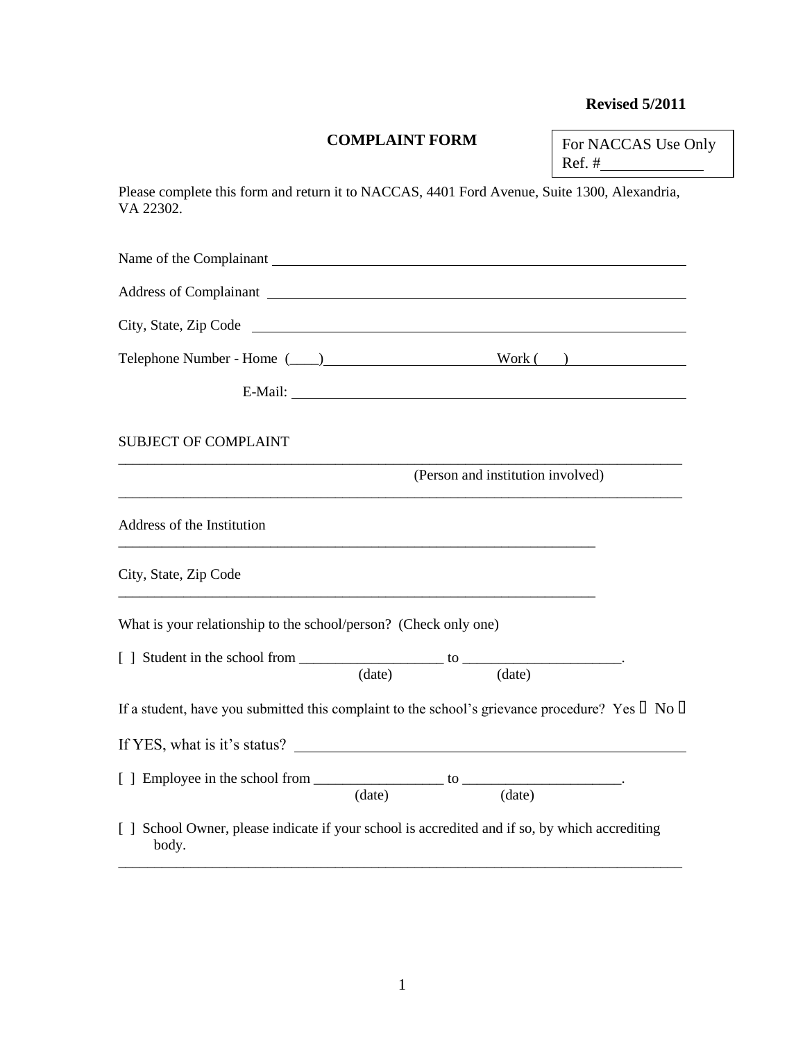**Revised 5/2011**

# COMPLAINT FORM

For NACCAS Use Only
Ref. #____________

Please complete this form and return it to NACCAS, 4401 Ford Avenue, Suite 1300, Alexandria, VA 22302.

Name of the Complainant ____________________________________________

Address of Complainant ____________________________________________

City, State, Zip Code ____________________________________________

Telephone Number - Home (____)______________________ Work (___)______________

E-Mail: ____________________________________________

SUBJECT OF COMPLAINT

_____________________________________________________________________________
(Person and institution involved)
_____________________________________________________________________________

Address of the Institution
_______________________________________________________________

City, State, Zip Code
_______________________________________________________________

What is your relationship to the school/person? (Check only one)

[ ] Student in the school from ___________________ to _____________________.
(date) (date)

If a student, have you submitted this complaint to the school's grievance procedure? Yes ☐ No ☐

If YES, what is it's status? ____________________________________________

[ ] Employee in the school from _________________ to _____________________.
(date) (date)

[ ] School Owner, please indicate if your school is accredited and if so, by which accrediting body.

_____________________________________________________________________________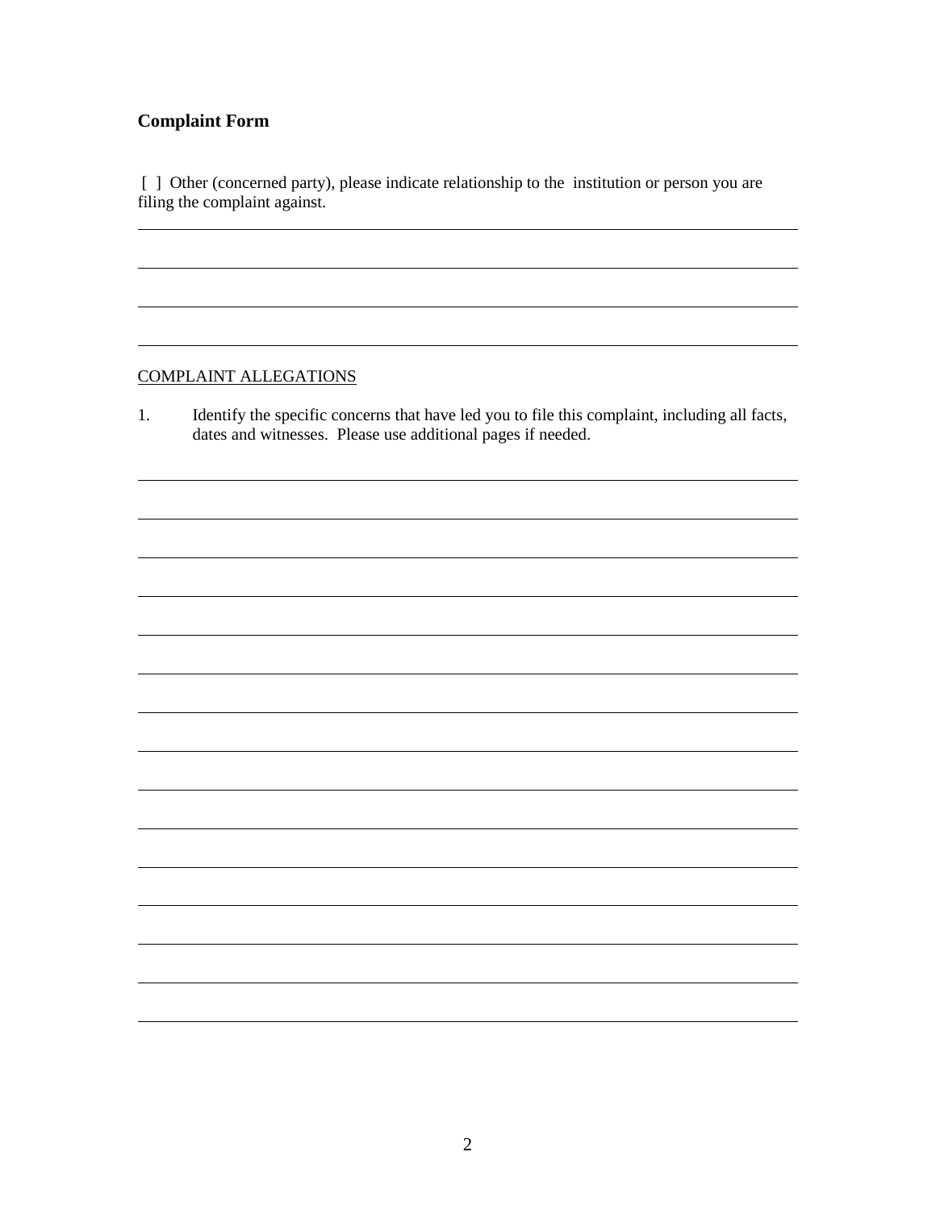**Complaint Form**

[ ] Other (concerned party), please indicate relationship to the institution or person you are filing the complaint against.

\_\_\_\_\_\_\_\_\_\_\_\_\_\_\_\_\_\_\_\_\_\_\_\_\_\_\_\_\_\_\_\_\_\_\_\_\_\_\_\_\_\_\_\_\_\_\_\_\_\_\_\_\_\_\_\_\_\_\_\_\_\_\_\_\_\_\_\_\_\_\_\_\_\_\_\_

\_\_\_\_\_\_\_\_\_\_\_\_\_\_\_\_\_\_\_\_\_\_\_\_\_\_\_\_\_\_\_\_\_\_\_\_\_\_\_\_\_\_\_\_\_\_\_\_\_\_\_\_\_\_\_\_\_\_\_\_\_\_\_\_\_\_\_\_\_\_\_\_\_\_\_\_

\_\_\_\_\_\_\_\_\_\_\_\_\_\_\_\_\_\_\_\_\_\_\_\_\_\_\_\_\_\_\_\_\_\_\_\_\_\_\_\_\_\_\_\_\_\_\_\_\_\_\_\_\_\_\_\_\_\_\_\_\_\_\_\_\_\_\_\_\_\_\_\_\_\_\_\_

\_\_\_\_\_\_\_\_\_\_\_\_\_\_\_\_\_\_\_\_\_\_\_\_\_\_\_\_\_\_\_\_\_\_\_\_\_\_\_\_\_\_\_\_\_\_\_\_\_\_\_\_\_\_\_\_\_\_\_\_\_\_\_\_\_\_\_\_\_\_\_\_\_\_\_\_

<u>COMPLAINT ALLEGATIONS</u>

1. Identify the specific concerns that have led you to file this complaint, including all facts, dates and witnesses. Please use additional pages if needed.

\_\_\_\_\_\_\_\_\_\_\_\_\_\_\_\_\_\_\_\_\_\_\_\_\_\_\_\_\_\_\_\_\_\_\_\_\_\_\_\_\_\_\_\_\_\_\_\_\_\_\_\_\_\_\_\_\_\_\_\_\_\_\_\_\_\_\_\_\_\_\_\_\_\_\_\_

\_\_\_\_\_\_\_\_\_\_\_\_\_\_\_\_\_\_\_\_\_\_\_\_\_\_\_\_\_\_\_\_\_\_\_\_\_\_\_\_\_\_\_\_\_\_\_\_\_\_\_\_\_\_\_\_\_\_\_\_\_\_\_\_\_\_\_\_\_\_\_\_\_\_\_\_

\_\_\_\_\_\_\_\_\_\_\_\_\_\_\_\_\_\_\_\_\_\_\_\_\_\_\_\_\_\_\_\_\_\_\_\_\_\_\_\_\_\_\_\_\_\_\_\_\_\_\_\_\_\_\_\_\_\_\_\_\_\_\_\_\_\_\_\_\_\_\_\_\_\_\_\_

\_\_\_\_\_\_\_\_\_\_\_\_\_\_\_\_\_\_\_\_\_\_\_\_\_\_\_\_\_\_\_\_\_\_\_\_\_\_\_\_\_\_\_\_\_\_\_\_\_\_\_\_\_\_\_\_\_\_\_\_\_\_\_\_\_\_\_\_\_\_\_\_\_\_\_\_

\_\_\_\_\_\_\_\_\_\_\_\_\_\_\_\_\_\_\_\_\_\_\_\_\_\_\_\_\_\_\_\_\_\_\_\_\_\_\_\_\_\_\_\_\_\_\_\_\_\_\_\_\_\_\_\_\_\_\_\_\_\_\_\_\_\_\_\_\_\_\_\_\_\_\_\_

\_\_\_\_\_\_\_\_\_\_\_\_\_\_\_\_\_\_\_\_\_\_\_\_\_\_\_\_\_\_\_\_\_\_\_\_\_\_\_\_\_\_\_\_\_\_\_\_\_\_\_\_\_\_\_\_\_\_\_\_\_\_\_\_\_\_\_\_\_\_\_\_\_\_\_\_

\_\_\_\_\_\_\_\_\_\_\_\_\_\_\_\_\_\_\_\_\_\_\_\_\_\_\_\_\_\_\_\_\_\_\_\_\_\_\_\_\_\_\_\_\_\_\_\_\_\_\_\_\_\_\_\_\_\_\_\_\_\_\_\_\_\_\_\_\_\_\_\_\_\_\_\_

\_\_\_\_\_\_\_\_\_\_\_\_\_\_\_\_\_\_\_\_\_\_\_\_\_\_\_\_\_\_\_\_\_\_\_\_\_\_\_\_\_\_\_\_\_\_\_\_\_\_\_\_\_\_\_\_\_\_\_\_\_\_\_\_\_\_\_\_\_\_\_\_\_\_\_\_

\_\_\_\_\_\_\_\_\_\_\_\_\_\_\_\_\_\_\_\_\_\_\_\_\_\_\_\_\_\_\_\_\_\_\_\_\_\_\_\_\_\_\_\_\_\_\_\_\_\_\_\_\_\_\_\_\_\_\_\_\_\_\_\_\_\_\_\_\_\_\_\_\_\_\_\_

\_\_\_\_\_\_\_\_\_\_\_\_\_\_\_\_\_\_\_\_\_\_\_\_\_\_\_\_\_\_\_\_\_\_\_\_\_\_\_\_\_\_\_\_\_\_\_\_\_\_\_\_\_\_\_\_\_\_\_\_\_\_\_\_\_\_\_\_\_\_\_\_\_\_\_\_

\_\_\_\_\_\_\_\_\_\_\_\_\_\_\_\_\_\_\_\_\_\_\_\_\_\_\_\_\_\_\_\_\_\_\_\_\_\_\_\_\_\_\_\_\_\_\_\_\_\_\_\_\_\_\_\_\_\_\_\_\_\_\_\_\_\_\_\_\_\_\_\_\_\_\_\_

\_\_\_\_\_\_\_\_\_\_\_\_\_\_\_\_\_\_\_\_\_\_\_\_\_\_\_\_\_\_\_\_\_\_\_\_\_\_\_\_\_\_\_\_\_\_\_\_\_\_\_\_\_\_\_\_\_\_\_\_\_\_\_\_\_\_\_\_\_\_\_\_\_\_\_\_

\_\_\_\_\_\_\_\_\_\_\_\_\_\_\_\_\_\_\_\_\_\_\_\_\_\_\_\_\_\_\_\_\_\_\_\_\_\_\_\_\_\_\_\_\_\_\_\_\_\_\_\_\_\_\_\_\_\_\_\_\_\_\_\_\_\_\_\_\_\_\_\_\_\_\_\_

\_\_\_\_\_\_\_\_\_\_\_\_\_\_\_\_\_\_\_\_\_\_\_\_\_\_\_\_\_\_\_\_\_\_\_\_\_\_\_\_\_\_\_\_\_\_\_\_\_\_\_\_\_\_\_\_\_\_\_\_\_\_\_\_\_\_\_\_\_\_\_\_\_\_\_\_

\_\_\_\_\_\_\_\_\_\_\_\_\_\_\_\_\_\_\_\_\_\_\_\_\_\_\_\_\_\_\_\_\_\_\_\_\_\_\_\_\_\_\_\_\_\_\_\_\_\_\_\_\_\_\_\_\_\_\_\_\_\_\_\_\_\_\_\_\_\_\_\_\_\_\_\_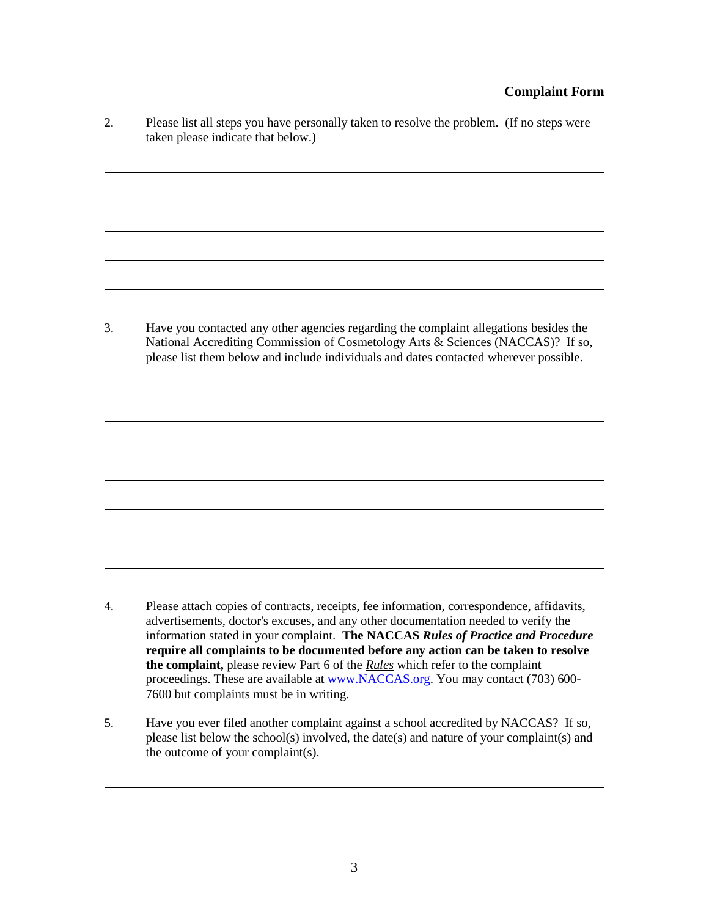**Complaint Form**

2. Please list all steps you have personally taken to resolve the problem. (If no steps were taken please indicate that below.)

_______________________________________________________________________________

_______________________________________________________________________________

_______________________________________________________________________________

_______________________________________________________________________________

_______________________________________________________________________________

3. Have you contacted any other agencies regarding the complaint allegations besides the National Accrediting Commission of Cosmetology Arts & Sciences (NACCAS)? If so, please list them below and include individuals and dates contacted wherever possible.

_______________________________________________________________________________

_______________________________________________________________________________

_______________________________________________________________________________

_______________________________________________________________________________

_______________________________________________________________________________

_______________________________________________________________________________

_______________________________________________________________________________

4. Please attach copies of contracts, receipts, fee information, correspondence, affidavits, advertisements, doctor's excuses, and any other documentation needed to verify the information stated in your complaint. **The NACCAS *Rules of Practice and Procedure* require all complaints to be documented before any action can be taken to resolve the complaint,** please review Part 6 of the ***Rules*** which refer to the complaint proceedings. These are available at [www.NACCAS.org](http://www.NACCAS.org). You may contact (703) 600-7600 but complaints must be in writing.

5. Have you ever filed another complaint against a school accredited by NACCAS? If so, please list below the school(s) involved, the date(s) and nature of your complaint(s) and the outcome of your complaint(s).

_______________________________________________________________________________

_______________________________________________________________________________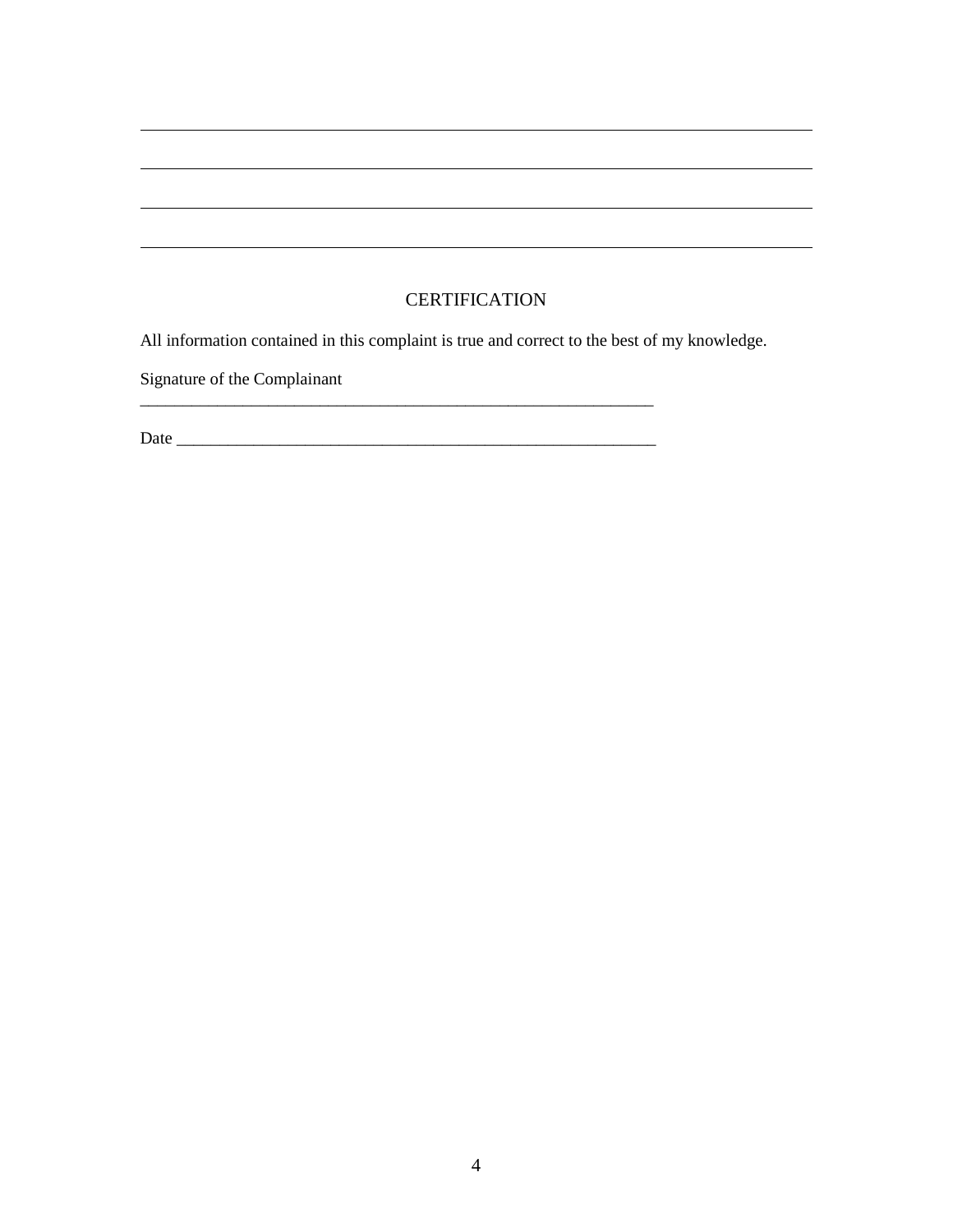\_\_\_\_\_\_\_\_\_\_\_\_\_\_\_\_\_\_\_\_\_\_\_\_\_\_\_\_\_\_\_\_\_\_\_\_\_\_\_\_\_\_\_\_\_\_\_\_\_\_\_\_\_\_\_\_\_\_\_\_\_\_\_\_\_\_

\_\_\_\_\_\_\_\_\_\_\_\_\_\_\_\_\_\_\_\_\_\_\_\_\_\_\_\_\_\_\_\_\_\_\_\_\_\_\_\_\_\_\_\_\_\_\_\_\_\_\_\_\_\_\_\_\_\_\_\_\_\_\_\_\_\_

\_\_\_\_\_\_\_\_\_\_\_\_\_\_\_\_\_\_\_\_\_\_\_\_\_\_\_\_\_\_\_\_\_\_\_\_\_\_\_\_\_\_\_\_\_\_\_\_\_\_\_\_\_\_\_\_\_\_\_\_\_\_\_\_\_\_

\_\_\_\_\_\_\_\_\_\_\_\_\_\_\_\_\_\_\_\_\_\_\_\_\_\_\_\_\_\_\_\_\_\_\_\_\_\_\_\_\_\_\_\_\_\_\_\_\_\_\_\_\_\_\_\_\_\_\_\_\_\_\_\_\_\_

## CERTIFICATION

All information contained in this complaint is true and correct to the best of my knowledge.

Signature of the Complainant

\_\_\_\_\_\_\_\_\_\_\_\_\_\_\_\_\_\_\_\_\_\_\_\_\_\_\_\_\_\_\_\_\_\_\_\_\_\_\_\_\_\_\_\_\_\_\_\_\_\_\_\_\_\_\_\_\_\_\_\_\_\_

Date \_\_\_\_\_\_\_\_\_\_\_\_\_\_\_\_\_\_\_\_\_\_\_\_\_\_\_\_\_\_\_\_\_\_\_\_\_\_\_\_\_\_\_\_\_\_\_\_\_\_\_\_\_\_\_\_\_\_\_\_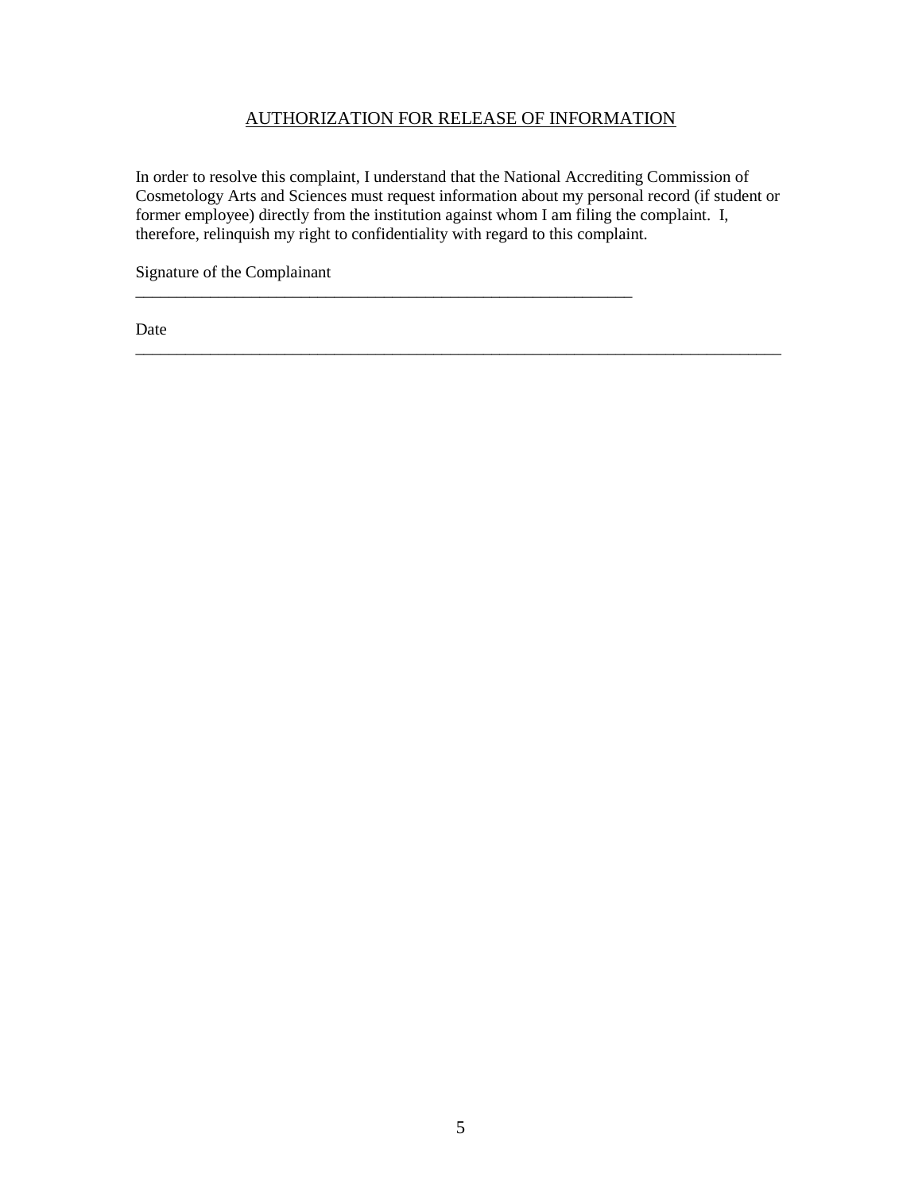<u>AUTHORIZATION FOR RELEASE OF INFORMATION</u>

In order to resolve this complaint, I understand that the National Accrediting Commission of Cosmetology Arts and Sciences must request information about my personal record (if student or former employee) directly from the institution against whom I am filing the complaint. I, therefore, relinquish my right to confidentiality with regard to this complaint.

Signature of the Complainant
______________________________________________________________

Date
_________________________________________________________________________________